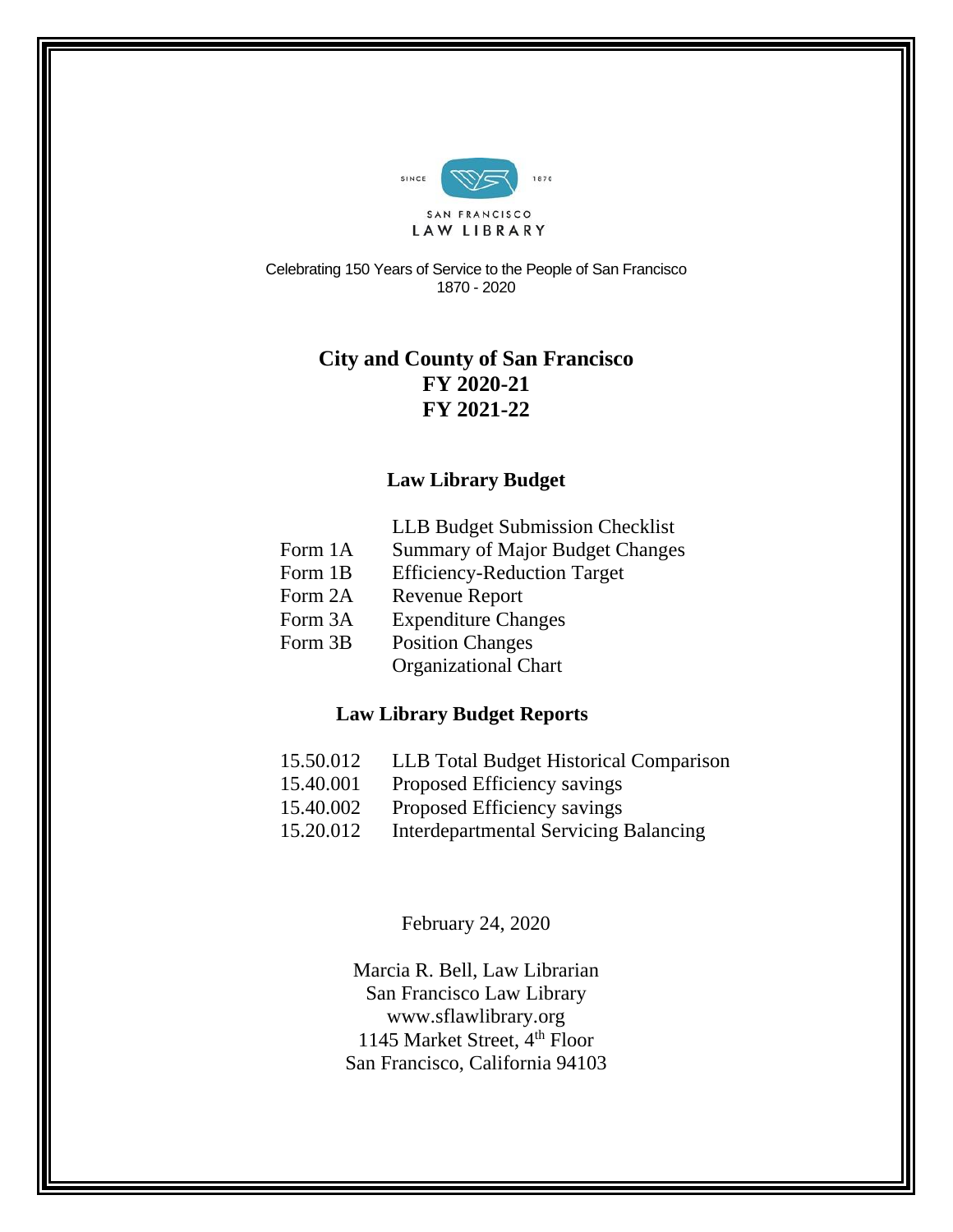SINCE 1870

SAN FRANCISCO
LAW LIBRARY

Celebrating 150 Years of Service to the People of San Francisco
1870 - 2020

# City and County of San Francisco
# FY 2020-21
# FY 2021-22

## Law Library Budget

| | |
|---|---|
| | LLB Budget Submission Checklist |
| Form 1A | Summary of Major Budget Changes |
| Form 1B | Efficiency-Reduction Target |
| Form 2A | Revenue Report |
| Form 3A | Expenditure Changes |
| Form 3B | Position Changes |
| | Organizational Chart |

## Law Library Budget Reports

| | |
|---|---|
| 15.50.012 | LLB Total Budget Historical Comparison |
| 15.40.001 | Proposed Efficiency savings |
| 15.40.002 | Proposed Efficiency savings |
| 15.20.012 | Interdepartmental Servicing Balancing |

February 24, 2020

Marcia R. Bell, Law Librarian
San Francisco Law Library
www.sflawlibrary.org
1145 Market Street, 4th Floor
San Francisco, California 94103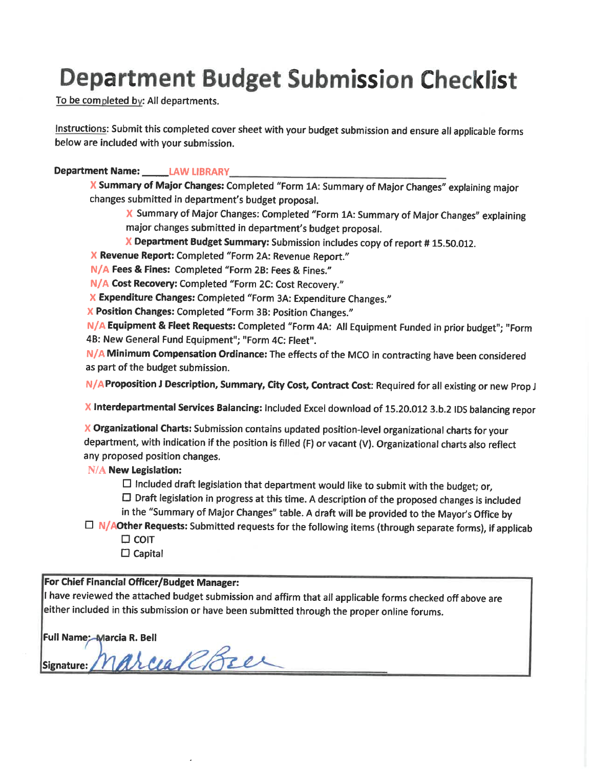# Department Budget Submission Checklist

To be completed by: All departments.

Instructions: Submit this completed cover sheet with your budget submission and ensure all applicable forms below are included with your submission.

**Department Name:** ____LAW LIBRARY____________________________

X **Summary of Major Changes:** Completed "Form 1A: Summary of Major Changes" explaining major changes submitted in department's budget proposal.

- X Summary of Major Changes: Completed "Form 1A: Summary of Major Changes" explaining major changes submitted in department's budget proposal.
- X **Department Budget Summary:** Submission includes copy of report # 15.50.012.

X **Revenue Report:** Completed "Form 2A: Revenue Report."

N/A **Fees & Fines:** Completed "Form 2B: Fees & Fines."

N/A **Cost Recovery:** Completed "Form 2C: Cost Recovery."

X **Expenditure Changes:** Completed "Form 3A: Expenditure Changes."

X **Position Changes:** Completed "Form 3B: Position Changes."

N/A **Equipment & Fleet Requests:** Completed "Form 4A: All Equipment Funded in prior budget"; "Form 4B: New General Fund Equipment"; "Form 4C: Fleet".

N/A **Minimum Compensation Ordinance:** The effects of the MCO in contracting have been considered as part of the budget submission.

N/A **Proposition J Description, Summary, City Cost, Contract Cost**: Required for all existing or new Prop J

X **Interdepartmental Services Balancing:** Included Excel download of 15.20.012 3.b.2 IDS balancing repor

X **Organizational Charts:** Submission contains updated position-level organizational charts for your department, with indication if the position is filled (F) or vacant (V). Organizational charts also reflect any proposed position changes.

N/A **New Legislation:**

- ☐ Included draft legislation that department would like to submit with the budget; or,
- ☐ Draft legislation in progress at this time. A description of the proposed changes is included in the "Summary of Major Changes" table. A draft will be provided to the Mayor's Office by

☐ N/A **Other Requests:** Submitted requests for the following items (through separate forms), if applicab

- ☐ COIT
- ☐ Capital

---

**For Chief Financial Officer/Budget Manager:**

I have reviewed the attached budget submission and affirm that all applicable forms checked off above are either included in this submission or have been submitted through the proper online forums.

**Full Name:** Marcia R. Bell

**Signature:** Marcia R Bell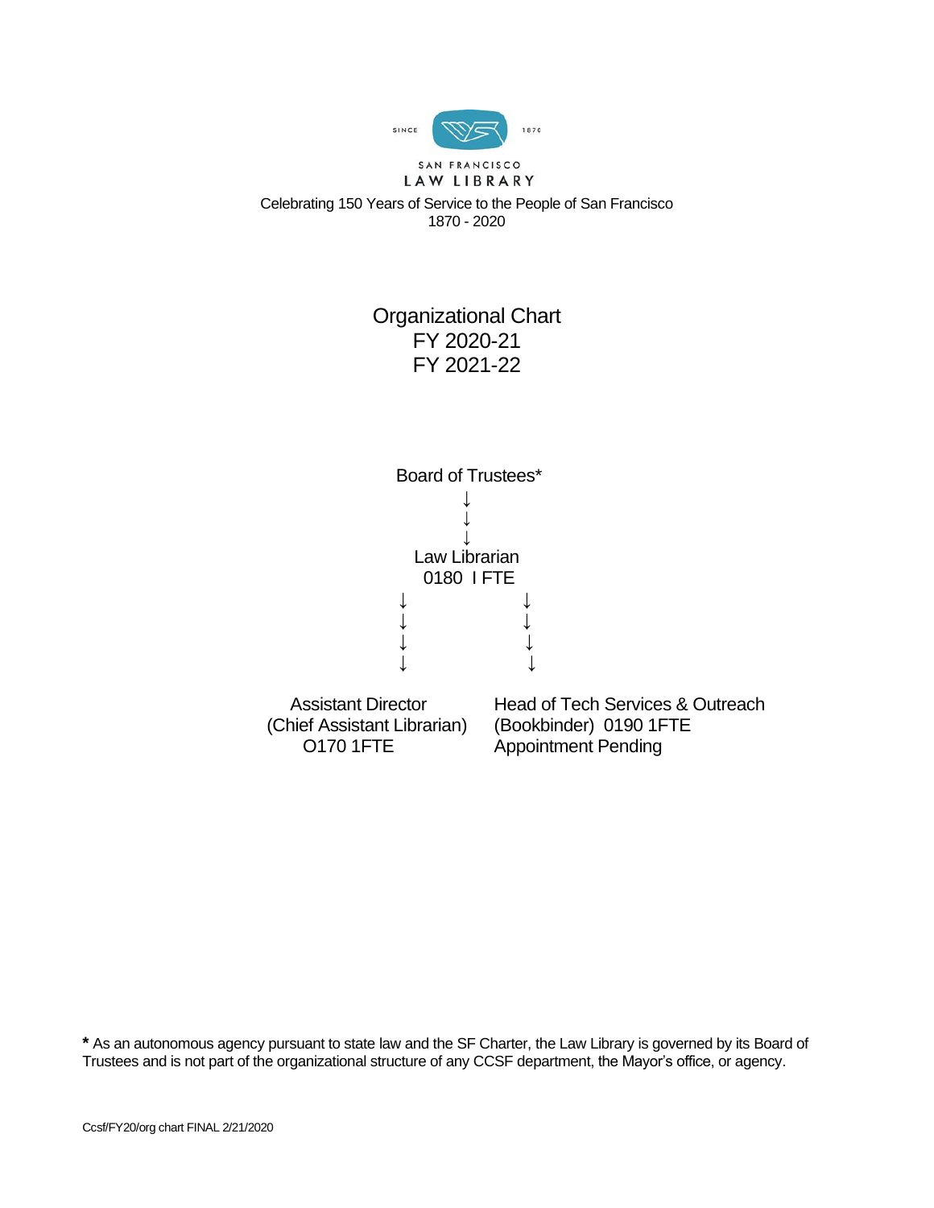SINCE 1870

SAN FRANCISCO
LAW LIBRARY

Celebrating 150 Years of Service to the People of San Francisco
1870 - 2020

# Organizational Chart
## FY 2020-21
## FY 2021-22

Board of Trustees*

↓
↓
↓

Law Librarian
0180 I FTE

↓ ↓
↓ ↓
↓ ↓
↓ ↓

Assistant Director
(Chief Assistant Librarian)
O170 1FTE

Head of Tech Services & Outreach
(Bookbinder) 0190 1FTE
Appointment Pending

**\*** As an autonomous agency pursuant to state law and the SF Charter, the Law Library is governed by its Board of Trustees and is not part of the organizational structure of any CCSF department, the Mayor's office, or agency.

Ccsf/FY20/org chart FINAL 2/21/2020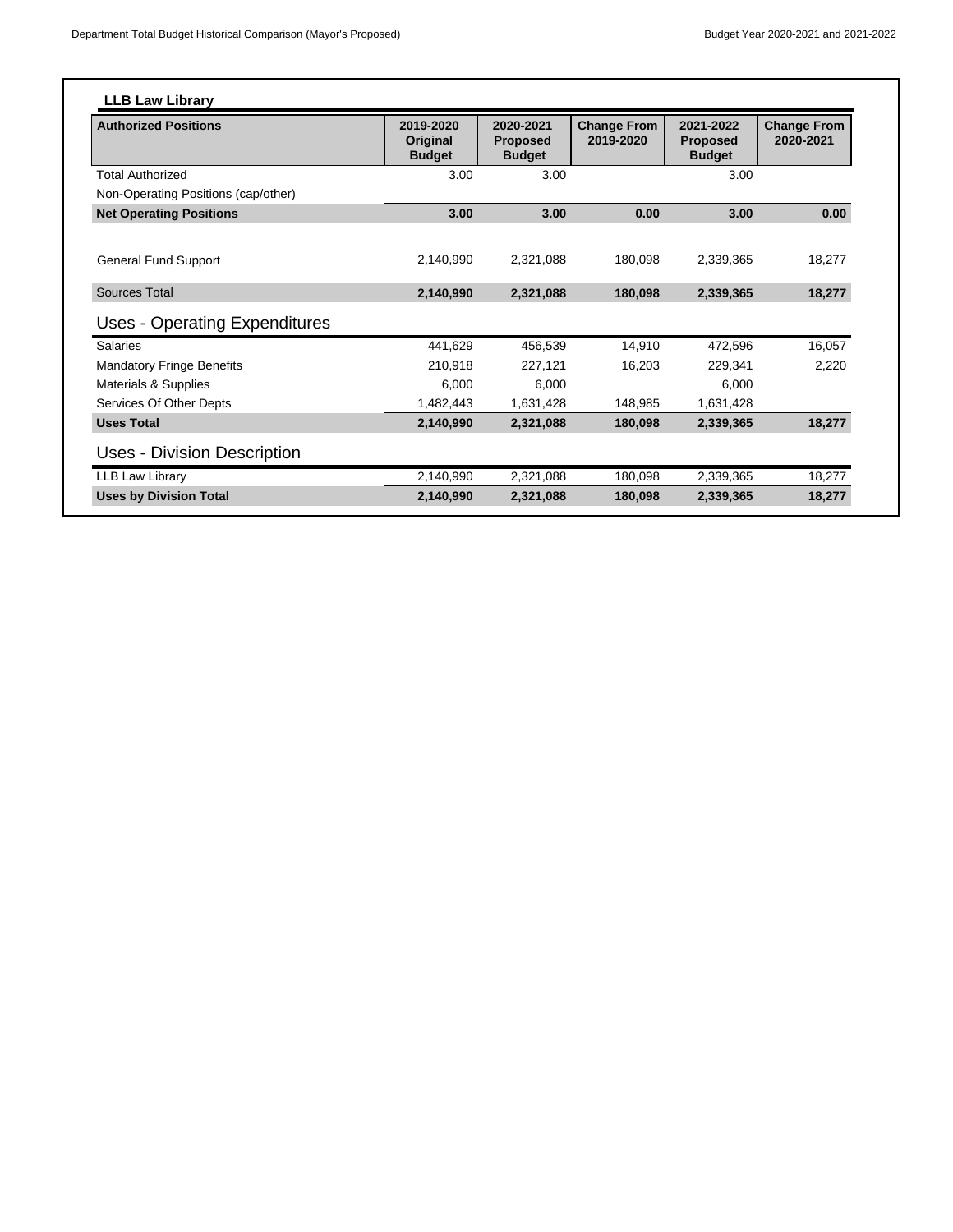## LLB Law Library

| Authorized Positions | 2019-2020 Original Budget | 2020-2021 Proposed Budget | Change From 2019-2020 | 2021-2022 Proposed Budget | Change From 2020-2021 |
|---|---|---|---|---|---|
| Total Authorized | 3.00 | 3.00 | | 3.00 | |
| Non-Operating Positions (cap/other) | | | | | |
| **Net Operating Positions** | **3.00** | **3.00** | **0.00** | **3.00** | **0.00** |
| General Fund Support | 2,140,990 | 2,321,088 | 180,098 | 2,339,365 | 18,277 |
| Sources Total | **2,140,990** | **2,321,088** | **180,098** | **2,339,365** | **18,277** |

### Uses - Operating Expenditures

| | 2019-2020 Original Budget | 2020-2021 Proposed Budget | Change From 2019-2020 | 2021-2022 Proposed Budget | Change From 2020-2021 |
|---|---|---|---|---|---|
| Salaries | 441,629 | 456,539 | 14,910 | 472,596 | 16,057 |
| Mandatory Fringe Benefits | 210,918 | 227,121 | 16,203 | 229,341 | 2,220 |
| Materials & Supplies | 6,000 | 6,000 | | 6,000 | |
| Services Of Other Depts | 1,482,443 | 1,631,428 | 148,985 | 1,631,428 | |
| **Uses Total** | **2,140,990** | **2,321,088** | **180,098** | **2,339,365** | **18,277** |

### Uses - Division Description

| | 2019-2020 Original Budget | 2020-2021 Proposed Budget | Change From 2019-2020 | 2021-2022 Proposed Budget | Change From 2020-2021 |
|---|---|---|---|---|---|
| LLB Law Library | 2,140,990 | 2,321,088 | 180,098 | 2,339,365 | 18,277 |
| **Uses by Division Total** | **2,140,990** | **2,321,088** | **180,098** | **2,339,365** | **18,277** |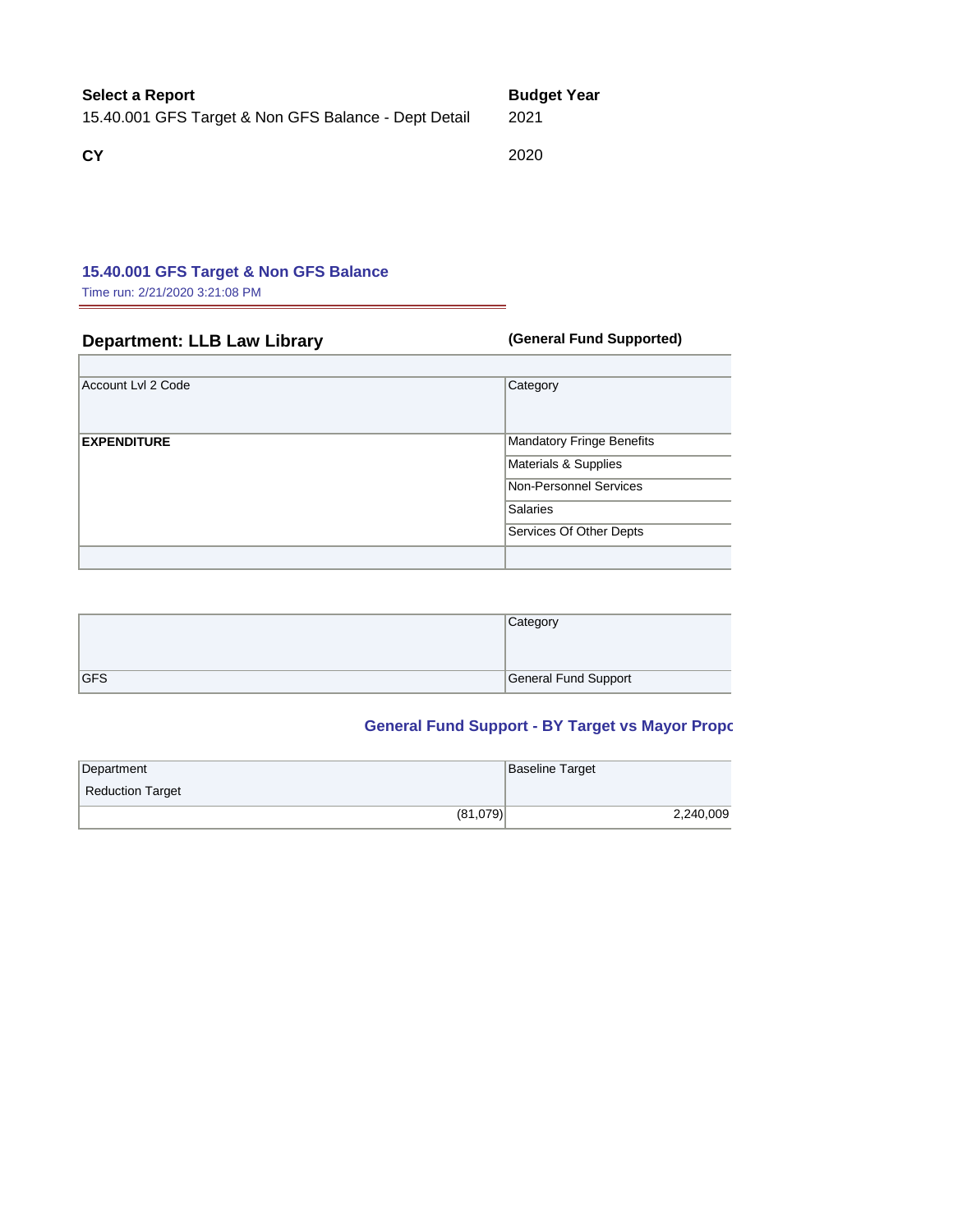**Select a Report**
15.40.001 GFS Target & Non GFS Balance - Dept Detail

**Budget Year**
2021

**CY**
2020

### 15.40.001 GFS Target & Non GFS Balance

Time run: 2/21/2020 3:21:08 PM

## Department: LLB Law Library

**(General Fund Supported)**

| Account Lvl 2 Code | Category |
|---|---|
| **EXPENDITURE** | Mandatory Fringe Benefits |
| | Materials & Supplies |
| | Non-Personnel Services |
| | Salaries |
| | Services Of Other Depts |
| | |

| | Category |
|---|---|
| GFS | General Fund Support |

### General Fund Support - BY Target vs Mayor Propo

| Department Reduction Target | Baseline Target |
|---|---|
| (81,079) | 2,240,009 |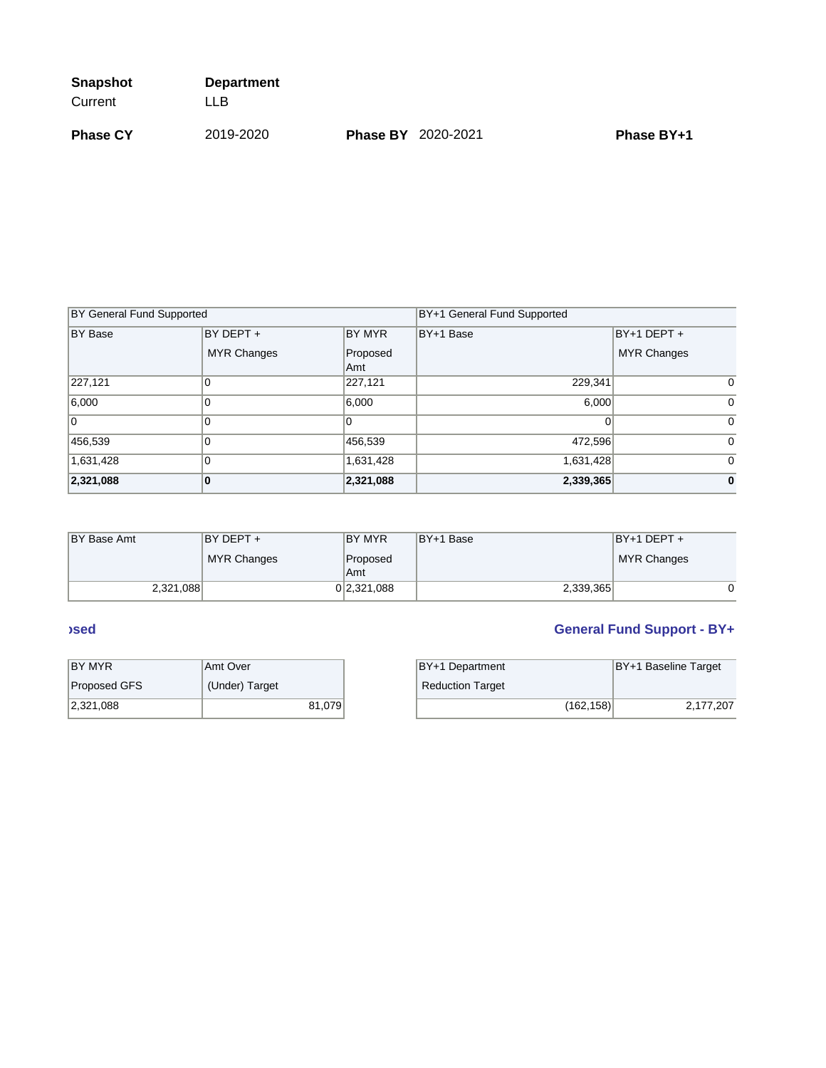| **Snapshot** | **Department** |
| --- | --- |
| Current | LLB |

**Phase CY** 2019-2020 **Phase BY** 2020-2021 **Phase BY+1**

| BY General Fund Supported | | | BY+1 General Fund Supported | |
| --- | --- | --- | --- | --- |
| BY Base | BY DEPT + MYR Changes | BY MYR Proposed Amt | BY+1 Base | BY+1 DEPT + MYR Changes |
| 227,121 | 0 | 227,121 | 229,341 | 0 |
| 6,000 | 0 | 6,000 | 6,000 | 0 |
| 0 | 0 | 0 | 0 | 0 |
| 456,539 | 0 | 456,539 | 472,596 | 0 |
| 1,631,428 | 0 | 1,631,428 | 1,631,428 | 0 |
| **2,321,088** | **0** | **2,321,088** | **2,339,365** | **0** |

| BY Base Amt | BY DEPT + MYR Changes | BY MYR Proposed Amt | BY+1 Base | BY+1 DEPT + MYR Changes |
| --- | --- | --- | --- | --- |
| 2,321,088 | 0 | 2,321,088 | 2,339,365 | 0 |

**ɔsed**

| BY MYR Proposed GFS | Amt Over (Under) Target |
| --- | --- |
| 2,321,088 | 81,079 |

**General Fund Support - BY+**

| BY+1 Department Reduction Target | BY+1 Baseline Target |
| --- | --- |
| (162,158) | 2,177,207 |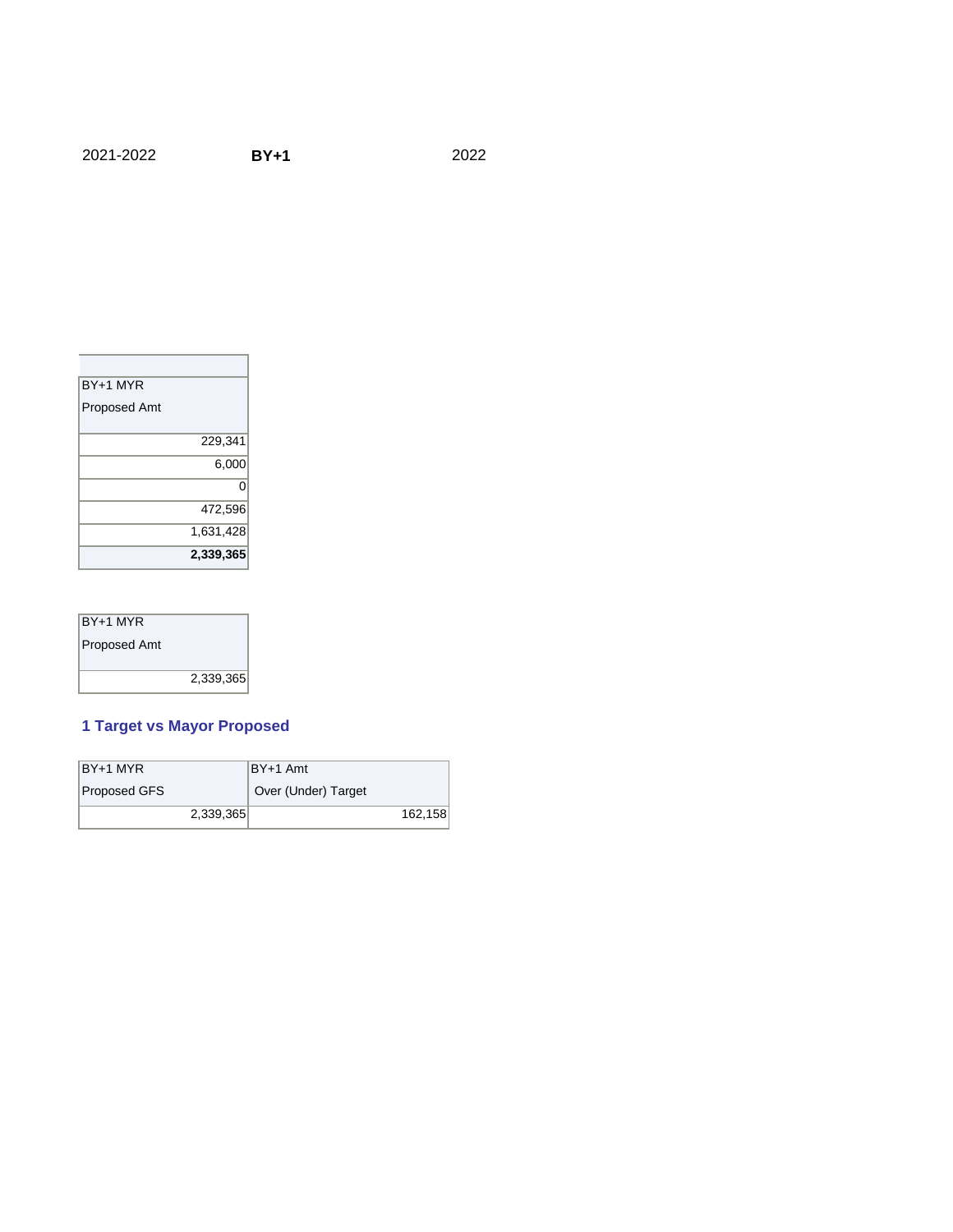2021-2022 **BY+1** 2022

| BY+1 MYR Proposed Amt |
|---:|
| 229,341 |
| 6,000 |
| 0 |
| 472,596 |
| 1,631,428 |
| **2,339,365** |

| BY+1 MYR Proposed Amt |
|---:|
| 2,339,365 |

### 1 Target vs Mayor Proposed

| BY+1 MYR Proposed GFS | BY+1 Amt Over (Under) Target |
|---:|---:|
| 2,339,365 | 162,158 |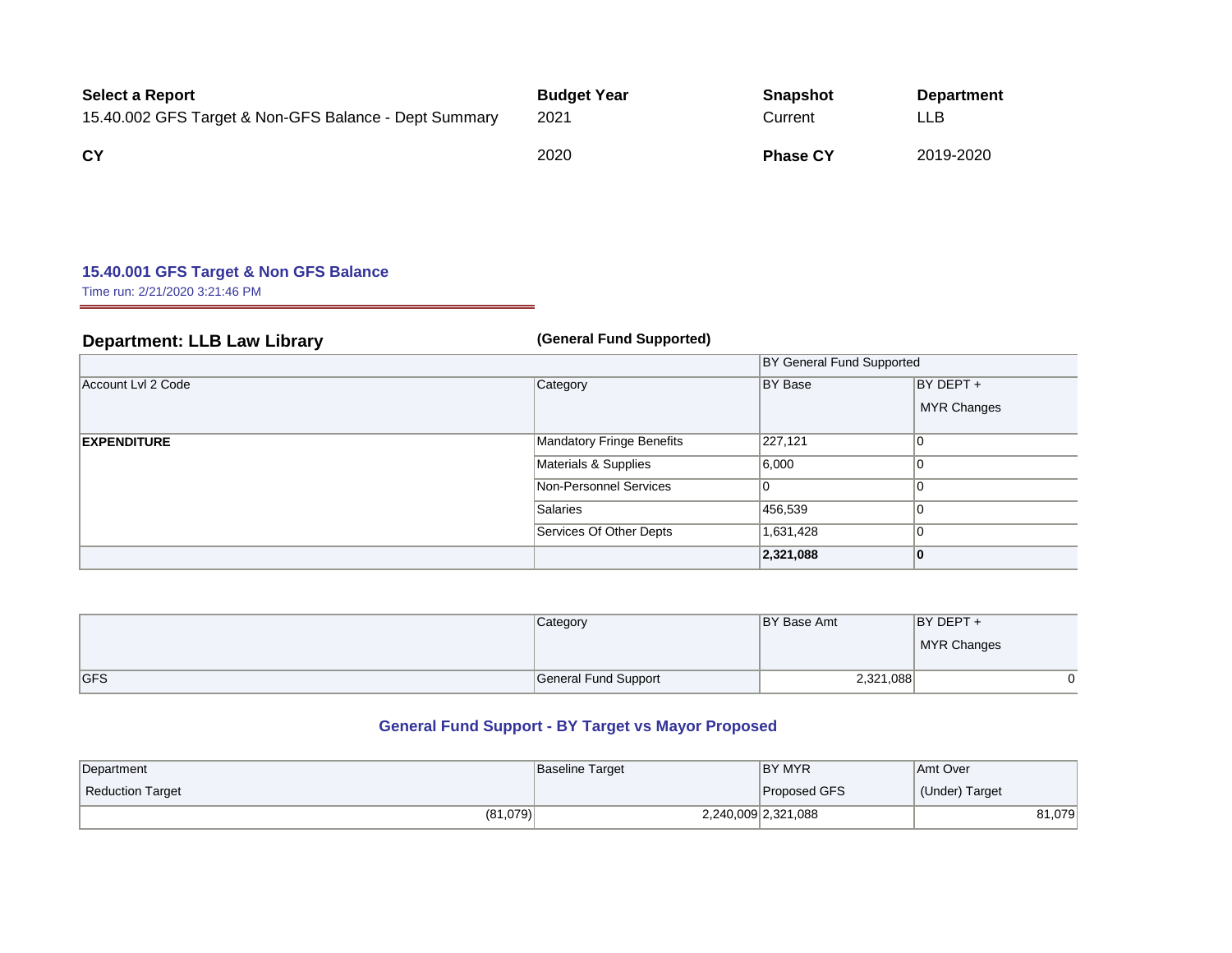| Select a Report | Budget Year | Snapshot | Department |
|---|---|---|---|
| 15.40.002 GFS Target & Non-GFS Balance - Dept Summary | 2021 | Current | LLB |
| **CY** | 2020 | **Phase CY** | 2019-2020 |

### 15.40.001 GFS Target & Non GFS Balance

Time run: 2/21/2020 3:21:46 PM

**Department: LLB Law Library** **(General Fund Supported)**

| | | BY General Fund Supported | |
|---|---|---|---|
| Account Lvl 2 Code | Category | BY Base | BY DEPT + MYR Changes |
| **EXPENDITURE** | Mandatory Fringe Benefits | 227,121 | 0 |
| | Materials & Supplies | 6,000 | 0 |
| | Non-Personnel Services | 0 | 0 |
| | Salaries | 456,539 | 0 |
| | Services Of Other Depts | 1,631,428 | 0 |
| | | **2,321,088** | **0** |

| | Category | BY Base Amt | BY DEPT + MYR Changes |
|---|---|---|---|
| GFS | General Fund Support | 2,321,088 | 0 |

### General Fund Support - BY Target vs Mayor Proposed

| Department Reduction Target | Baseline Target | BY MYR Proposed GFS | Amt Over (Under) Target |
|---|---|---|---|
| (81,079) | 2,240,009 | 2,321,088 | 81,079 |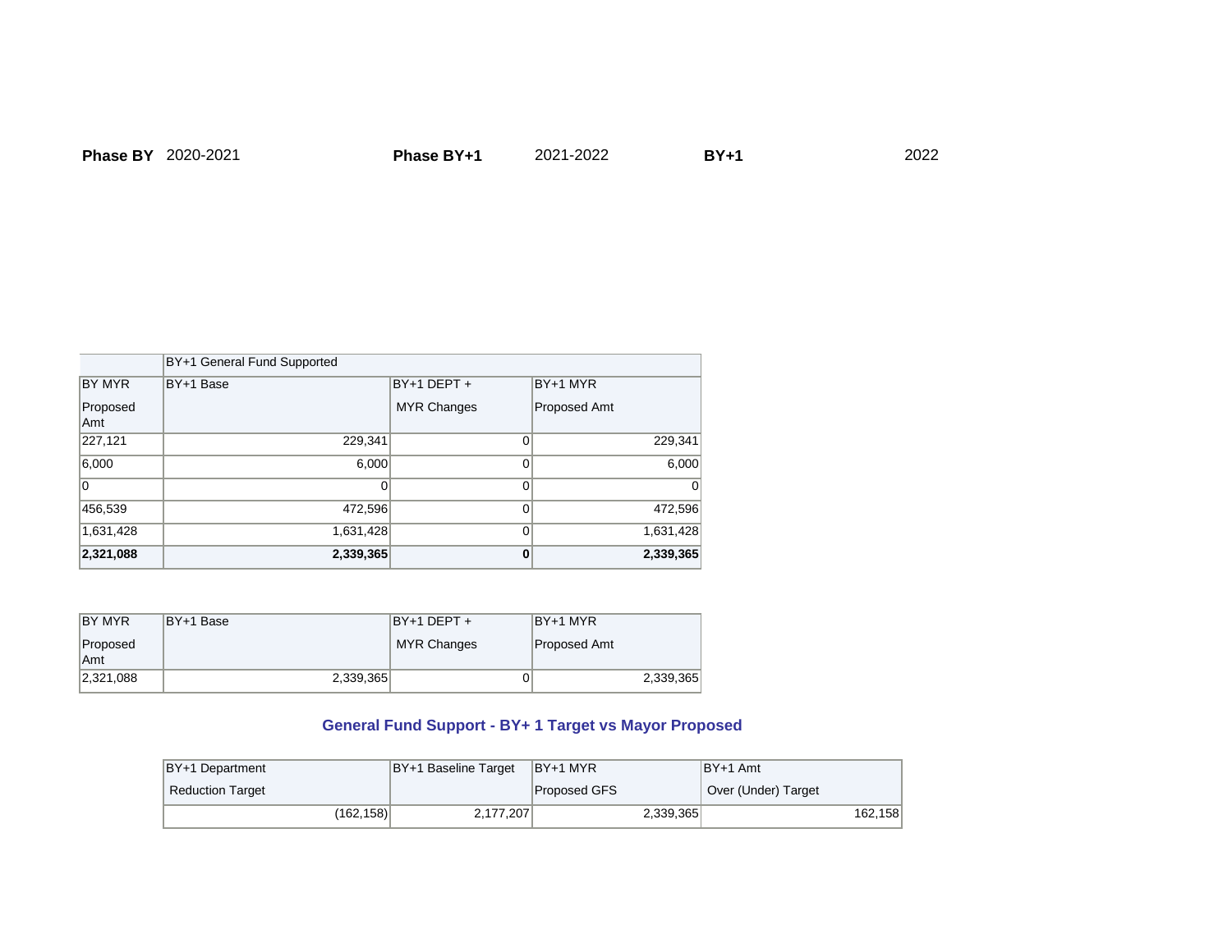**Phase BY** 2020-2021 **Phase BY+1** 2021-2022 **BY+1** 2022

| | BY+1 General Fund Supported | | |
|---|---|---|---|
| BY MYR Proposed Amt | BY+1 Base | BY+1 DEPT + MYR Changes | BY+1 MYR Proposed Amt |
| 227,121 | 229,341 | 0 | 229,341 |
| 6,000 | 6,000 | 0 | 6,000 |
| 0 | 0 | 0 | 0 |
| 456,539 | 472,596 | 0 | 472,596 |
| 1,631,428 | 1,631,428 | 0 | 1,631,428 |
| **2,321,088** | **2,339,365** | **0** | **2,339,365** |

| BY MYR Proposed Amt | BY+1 Base | BY+1 DEPT + MYR Changes | BY+1 MYR Proposed Amt |
|---|---|---|---|
| 2,321,088 | 2,339,365 | 0 | 2,339,365 |

### General Fund Support - BY+ 1 Target vs Mayor Proposed

| BY+1 Department Reduction Target | BY+1 Baseline Target | BY+1 MYR Proposed GFS | BY+1 Amt Over (Under) Target |
|---|---|---|---|
| (162,158) | 2,177,207 | 2,339,365 | 162,158 |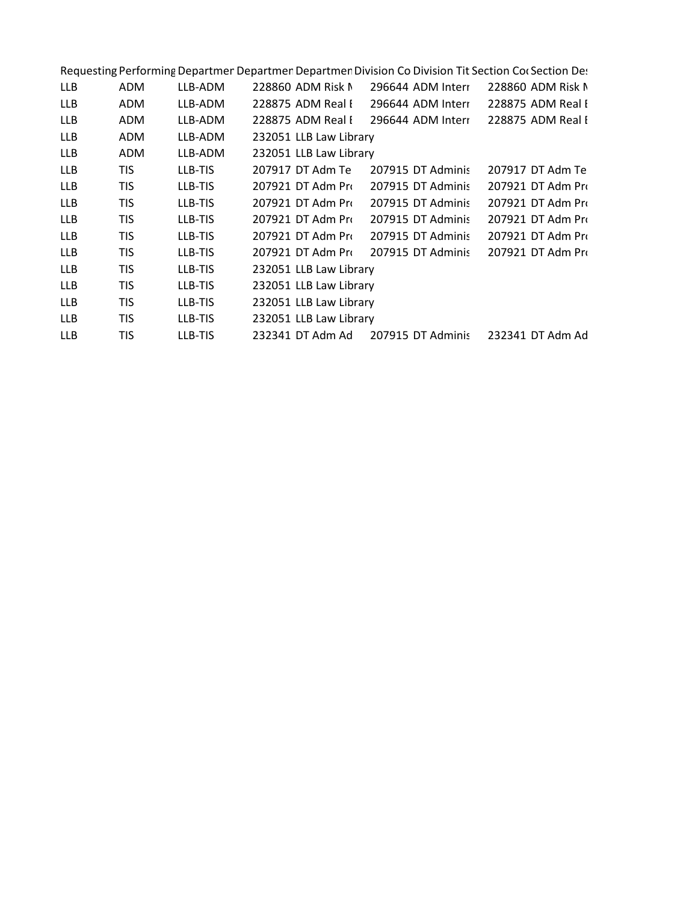| Requesting | Performing | Departmer | Departmer | Departmer | Division Co | Division Tit | Section Co | Section De |
|---|---|---|---|---|---|---|---|---|
| LLB | ADM | LLB-ADM | 228860 | ADM Risk N | 296644 | ADM Interr | 228860 | ADM Risk N |
| LLB | ADM | LLB-ADM | 228875 | ADM Real E | 296644 | ADM Interr | 228875 | ADM Real E |
| LLB | ADM | LLB-ADM | 228875 | ADM Real E | 296644 | ADM Interr | 228875 | ADM Real E |
| LLB | ADM | LLB-ADM | 232051 | LLB Law Library | | | | |
| LLB | ADM | LLB-ADM | 232051 | LLB Law Library | | | | |
| LLB | TIS | LLB-TIS | 207917 | DT Adm Te | 207915 | DT Adminis | 207917 | DT Adm Te |
| LLB | TIS | LLB-TIS | 207921 | DT Adm Pr | 207915 | DT Adminis | 207921 | DT Adm Pr |
| LLB | TIS | LLB-TIS | 207921 | DT Adm Pr | 207915 | DT Adminis | 207921 | DT Adm Pr |
| LLB | TIS | LLB-TIS | 207921 | DT Adm Pr | 207915 | DT Adminis | 207921 | DT Adm Pr |
| LLB | TIS | LLB-TIS | 207921 | DT Adm Pr | 207915 | DT Adminis | 207921 | DT Adm Pr |
| LLB | TIS | LLB-TIS | 207921 | DT Adm Pr | 207915 | DT Adminis | 207921 | DT Adm Pr |
| LLB | TIS | LLB-TIS | 232051 | LLB Law Library | | | | |
| LLB | TIS | LLB-TIS | 232051 | LLB Law Library | | | | |
| LLB | TIS | LLB-TIS | 232051 | LLB Law Library | | | | |
| LLB | TIS | LLB-TIS | 232051 | LLB Law Library | | | | |
| LLB | TIS | LLB-TIS | 232341 | DT Adm Ad | 207915 | DT Adminis | 232341 | DT Adm Ad |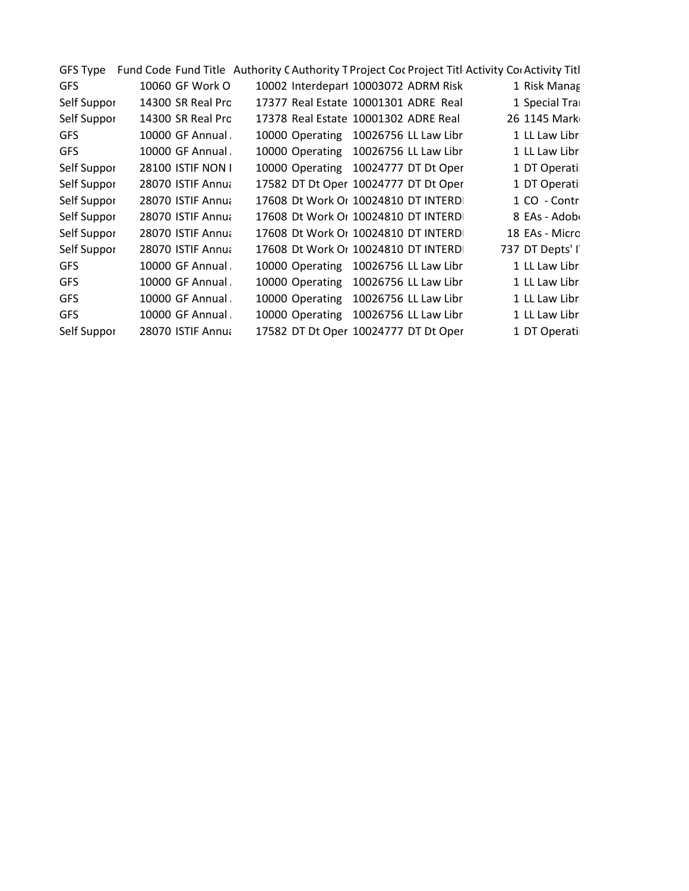| GFS Type | Fund Code | Fund Title | Authority C | Authority T | Project Coc | Project Titl | Activity Co | Activity Titl |
|---|---|---|---|---|---|---|---|---|
| GFS | 10060 | GF Work O | 10002 | Interdepart | 10003072 | ADRM Risk | 1 | Risk Manag |
| Self Suppor | 14300 | SR Real Prc | 17377 | Real Estate | 10001301 | ADRE Real | 1 | Special Trai |
| Self Suppor | 14300 | SR Real Prc | 17378 | Real Estate | 10001302 | ADRE Real | 26 | 1145 Mark |
| GFS | 10000 | GF Annual | 10000 | Operating | 10026756 | LL Law Libr | 1 | LL Law Libr |
| GFS | 10000 | GF Annual | 10000 | Operating | 10026756 | LL Law Libr | 1 | LL Law Libr |
| Self Suppor | 28100 | ISTIF NON I | 10000 | Operating | 10024777 | DT Dt Oper | 1 | DT Operati |
| Self Suppor | 28070 | ISTIF Annua | 17582 | DT Dt Oper | 10024777 | DT Dt Oper | 1 | DT Operati |
| Self Suppor | 28070 | ISTIF Annua | 17608 | Dt Work Or | 10024810 | DT INTERDI | 1 | CO - Contr |
| Self Suppor | 28070 | ISTIF Annua | 17608 | Dt Work Or | 10024810 | DT INTERDI | 8 | EAs - Adob |
| Self Suppor | 28070 | ISTIF Annua | 17608 | Dt Work Or | 10024810 | DT INTERDI | 18 | EAs - Micro |
| Self Suppor | 28070 | ISTIF Annua | 17608 | Dt Work Or | 10024810 | DT INTERDI | 737 | DT Depts' I |
| GFS | 10000 | GF Annual | 10000 | Operating | 10026756 | LL Law Libr | 1 | LL Law Libr |
| GFS | 10000 | GF Annual | 10000 | Operating | 10026756 | LL Law Libr | 1 | LL Law Libr |
| GFS | 10000 | GF Annual | 10000 | Operating | 10026756 | LL Law Libr | 1 | LL Law Libr |
| GFS | 10000 | GF Annual | 10000 | Operating | 10026756 | LL Law Libr | 1 | LL Law Libr |
| Self Suppor | 28070 | ISTIF Annua | 17582 | DT Dt Oper | 10024777 | DT Dt Oper | 1 | DT Operati |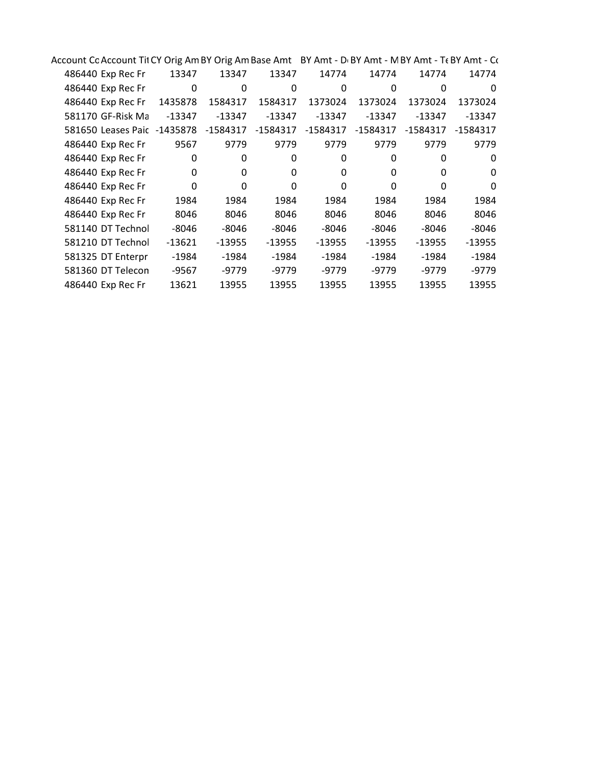| Account Co | Account Tit | CY Orig Am | BY Orig Am | Base Amt | BY Amt - D | BY Amt - M | BY Amt - Te | BY Amt - Co |
|---|---|---|---|---|---|---|---|---|
| 486440 | Exp Rec Fr | 13347 | 13347 | 13347 | 14774 | 14774 | 14774 | 14774 |
| 486440 | Exp Rec Fr | 0 | 0 | 0 | 0 | 0 | 0 | 0 |
| 486440 | Exp Rec Fr | 1435878 | 1584317 | 1584317 | 1373024 | 1373024 | 1373024 | 1373024 |
| 581170 | GF-Risk Ma | -13347 | -13347 | -13347 | -13347 | -13347 | -13347 | -13347 |
| 581650 | Leases Paic | -1435878 | -1584317 | -1584317 | -1584317 | -1584317 | -1584317 | -1584317 |
| 486440 | Exp Rec Fr | 9567 | 9779 | 9779 | 9779 | 9779 | 9779 | 9779 |
| 486440 | Exp Rec Fr | 0 | 0 | 0 | 0 | 0 | 0 | 0 |
| 486440 | Exp Rec Fr | 0 | 0 | 0 | 0 | 0 | 0 | 0 |
| 486440 | Exp Rec Fr | 0 | 0 | 0 | 0 | 0 | 0 | 0 |
| 486440 | Exp Rec Fr | 1984 | 1984 | 1984 | 1984 | 1984 | 1984 | 1984 |
| 486440 | Exp Rec Fr | 8046 | 8046 | 8046 | 8046 | 8046 | 8046 | 8046 |
| 581140 | DT Technol | -8046 | -8046 | -8046 | -8046 | -8046 | -8046 | -8046 |
| 581210 | DT Technol | -13621 | -13955 | -13955 | -13955 | -13955 | -13955 | -13955 |
| 581325 | DT Enterpr | -1984 | -1984 | -1984 | -1984 | -1984 | -1984 | -1984 |
| 581360 | DT Telecon | -9567 | -9779 | -9779 | -9779 | -9779 | -9779 | -9779 |
| 486440 | Exp Rec Fr | 13621 | 13955 | 13955 | 13955 | 13955 | 13955 | 13955 |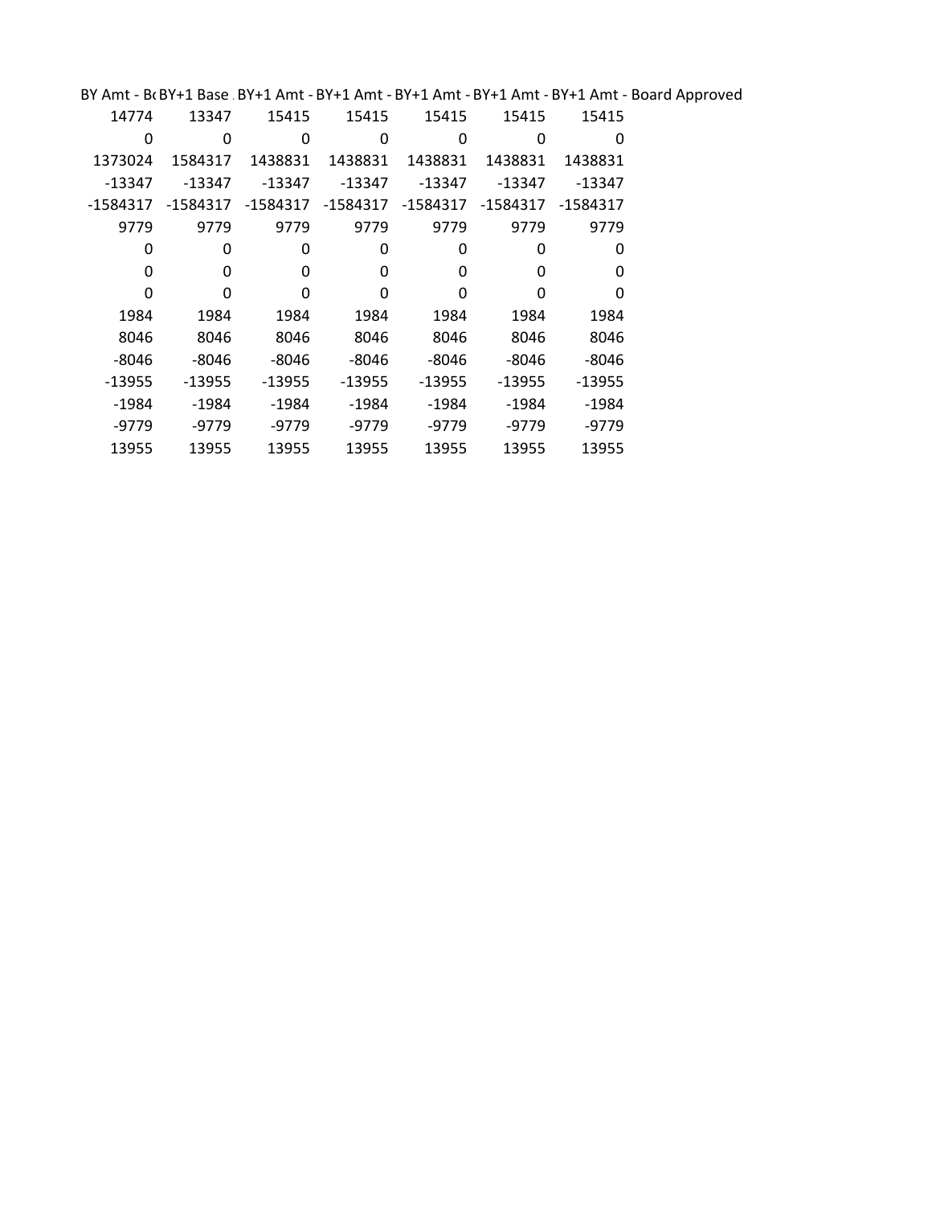| BY Amt - Bo | BY+1 Base | BY+1 Amt - | BY+1 Amt - | BY+1 Amt - | BY+1 Amt - | BY+1 Amt - Board Approved |
|---|---|---|---|---|---|---|
| 14774 | 13347 | 15415 | 15415 | 15415 | 15415 | 15415 |
| 0 | 0 | 0 | 0 | 0 | 0 | 0 |
| 1373024 | 1584317 | 1438831 | 1438831 | 1438831 | 1438831 | 1438831 |
| -13347 | -13347 | -13347 | -13347 | -13347 | -13347 | -13347 |
| -1584317 | -1584317 | -1584317 | -1584317 | -1584317 | -1584317 | -1584317 |
| 9779 | 9779 | 9779 | 9779 | 9779 | 9779 | 9779 |
| 0 | 0 | 0 | 0 | 0 | 0 | 0 |
| 0 | 0 | 0 | 0 | 0 | 0 | 0 |
| 0 | 0 | 0 | 0 | 0 | 0 | 0 |
| 1984 | 1984 | 1984 | 1984 | 1984 | 1984 | 1984 |
| 8046 | 8046 | 8046 | 8046 | 8046 | 8046 | 8046 |
| -8046 | -8046 | -8046 | -8046 | -8046 | -8046 | -8046 |
| -13955 | -13955 | -13955 | -13955 | -13955 | -13955 | -13955 |
| -1984 | -1984 | -1984 | -1984 | -1984 | -1984 | -1984 |
| -9779 | -9779 | -9779 | -9779 | -9779 | -9779 | -9779 |
| 13955 | 13955 | 13955 | 13955 | 13955 | 13955 | 13955 |